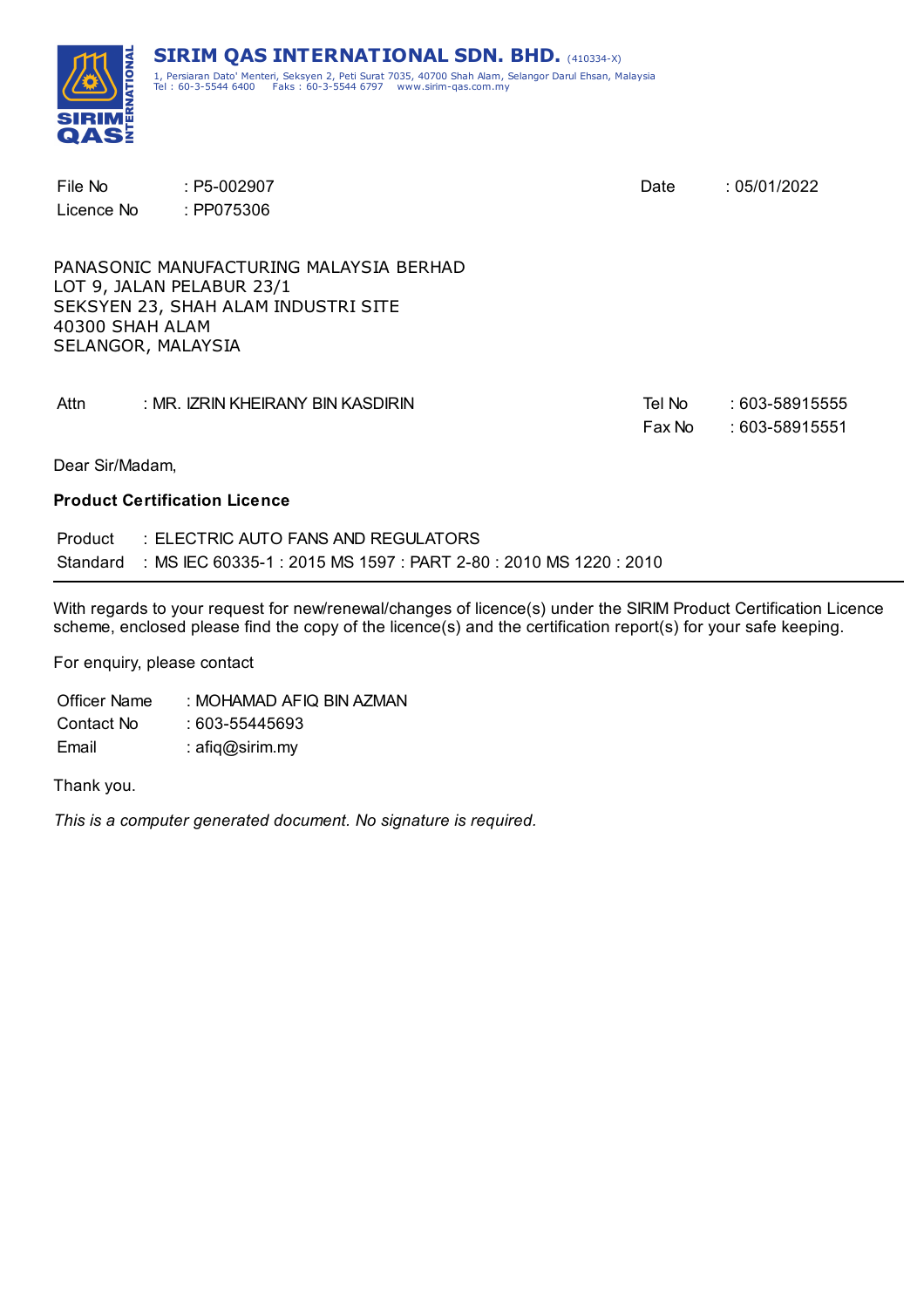**SIRIM QAS INTERNATIONAL SDN. BHD.** (410334-X)
1, Persiaran Dato' Menteri, Seksyen 2, Peti Surat 7035, 40700 Shah Alam, Selangor Darul Ehsan, Malaysia
Tel : 60-3-5544 6400 Faks : 60-3-5544 6797 www.sirim-qas.com.my

| | | | |
|---|---|---|---|
| File No | : P5-002907 | Date | : 05/01/2022 |
| Licence No | : PP075306 | | |

PANASONIC MANUFACTURING MALAYSIA BERHAD
LOT 9, JALAN PELABUR 23/1
SEKSYEN 23, SHAH ALAM INDUSTRI SITE
40300 SHAH ALAM
SELANGOR, MALAYSIA

| | | | |
|---|---|---|---|
| Attn | : MR. IZRIN KHEIRANY BIN KASDIRIN | Tel No | : 603-58915555 |
| | | Fax No | : 603-58915551 |

Dear Sir/Madam,

**Product Certification Licence**

Product : ELECTRIC AUTO FANS AND REGULATORS
Standard : MS IEC 60335-1 : 2015 MS 1597 : PART 2-80 : 2010 MS 1220 : 2010

---

With regards to your request for new/renewal/changes of licence(s) under the SIRIM Product Certification Licence scheme, enclosed please find the copy of the licence(s) and the certification report(s) for your safe keeping.

For enquiry, please contact

Officer Name : MOHAMAD AFIQ BIN AZMAN
Contact No : 603-55445693
Email : afiq@sirim.my

Thank you.

*This is a computer generated document. No signature is required.*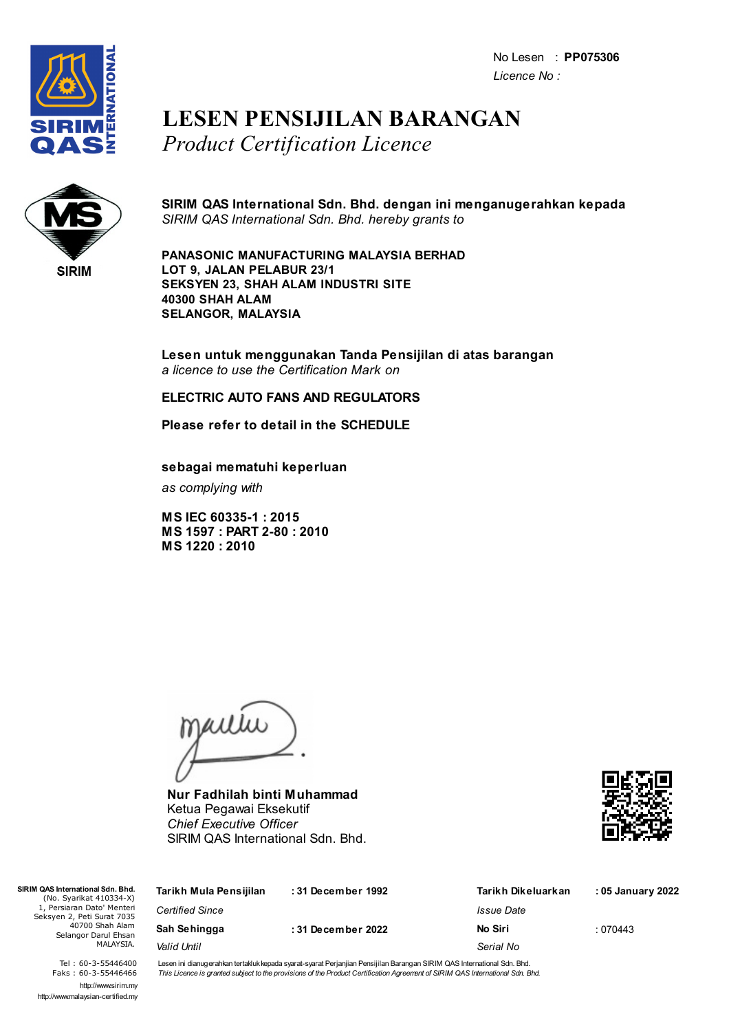No Lesen : **PP075306**
*Licence No :*

# LESEN PENSIJILAN BARANGAN
## *Product Certification Licence*

SIRIM

**SIRIM QAS International Sdn. Bhd. dengan ini menganugerahkan kepada**
*SIRIM QAS International Sdn. Bhd. hereby grants to*

**PANASONIC MANUFACTURING MALAYSIA BERHAD**
**LOT 9, JALAN PELABUR 23/1**
**SEKSYEN 23, SHAH ALAM INDUSTRI SITE**
**40300 SHAH ALAM**
**SELANGOR, MALAYSIA**

**Lesen untuk menggunakan Tanda Pensijilan di atas barangan**
*a licence to use the Certification Mark on*

**ELECTRIC AUTO FANS AND REGULATORS**

**Please refer to detail in the SCHEDULE**

**sebagai mematuhi keperluan**
*as complying with*

**MS IEC 60335-1 : 2015**
**MS 1597 : PART 2-80 : 2010**
**MS 1220 : 2010**

**Nur Fadhilah binti Muhammad**
Ketua Pegawai Eksekutif
*Chief Executive Officer*
SIRIM QAS International Sdn. Bhd.

**SIRIM QAS International Sdn. Bhd.**
(No. Syarikat 410334-X)
1, Persiaran Dato' Menteri
Seksyen 2, Peti Surat 7035
40700 Shah Alam
Selangor Darul Ehsan
MALAYSIA.

Tel : 60-3-55446400
Faks : 60-3-55446466
http://www.sirim.my
http://www.malaysian-certified.my

| | | | |
|---|---|---|---|
| **Tarikh Mula Pensijilan** *Certified Since* | **: 31 December 1992** | **Tarikh Dikeluarkan** *Issue Date* | **: 05 January 2022** |
| **Sah Sehingga** *Valid Until* | **: 31 December 2022** | **No Siri** *Serial No* | : 070443 |

Lesen ini dianugerahkan tertakluk kepada syarat-syarat Perjanjian Pensijilan Barangan SIRIM QAS International Sdn. Bhd.
*This Licence is granted subject to the provisions of the Product Certification Agreement of SIRIM QAS International Sdn. Bhd.*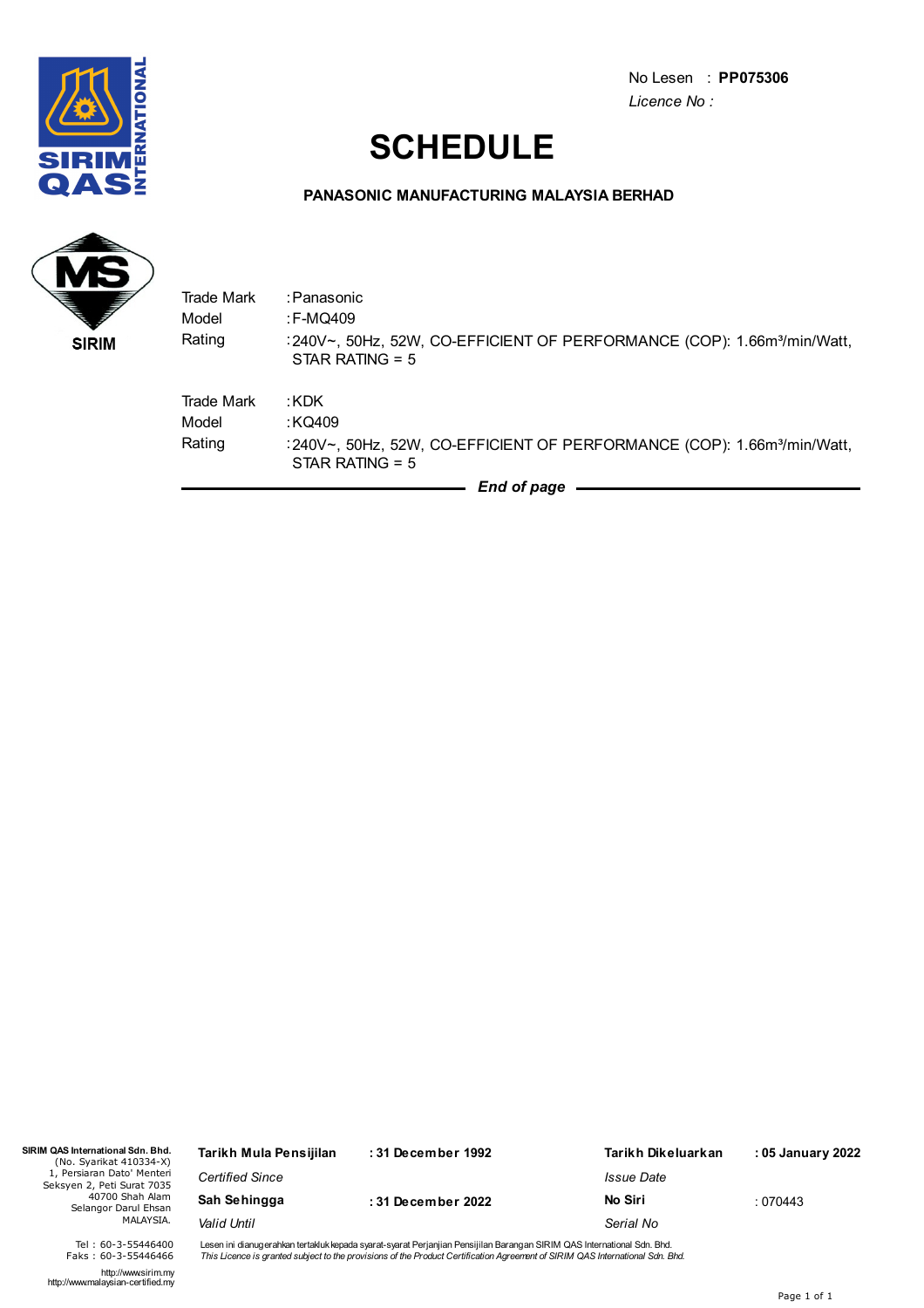No Lesen : **PP075306**
*Licence No :*

# SCHEDULE

**PANASONIC MANUFACTURING MALAYSIA BERHAD**

SIRIM

| | |
|---|---|
| Trade Mark | : Panasonic |
| Model | : F-MQ409 |
| Rating | : 240V~, 50Hz, 52W, CO-EFFICIENT OF PERFORMANCE (COP): 1.66m³/min/Watt, STAR RATING = 5 |

| | |
|---|---|
| Trade Mark | : KDK |
| Model | : KQ409 |
| Rating | : 240V~, 50Hz, 52W, CO-EFFICIENT OF PERFORMANCE (COP): 1.66m³/min/Watt, STAR RATING = 5 |

***End of page***

**SIRIM QAS International Sdn. Bhd.**
(No. Syarikat 410334-X)
1, Persiaran Dato' Menteri
Seksyen 2, Peti Surat 7035
40700 Shah Alam
Selangor Darul Ehsan
MALAYSIA.

Tel : 60-3-55446400
Faks : 60-3-55446466

http://www.sirim.my
http://www.malaysian-certified.my

| | | | |
|---|---|---|---|
| **Tarikh Mula Pensijilan** *Certified Since* | **: 31 December 1992** | **Tarikh Dikeluarkan** *Issue Date* | **: 05 January 2022** |
| **Sah Sehingga** *Valid Until* | **: 31 December 2022** | **No Siri** *Serial No* | : 070443 |

Lesen ini dianugerahkan tertakluk kepada syarat-syarat Perjanjian Pensijilan Barangan SIRIM QAS International Sdn. Bhd.
*This Licence is granted subject to the provisions of the Product Certification Agreement of SIRIM QAS International Sdn. Bhd.*